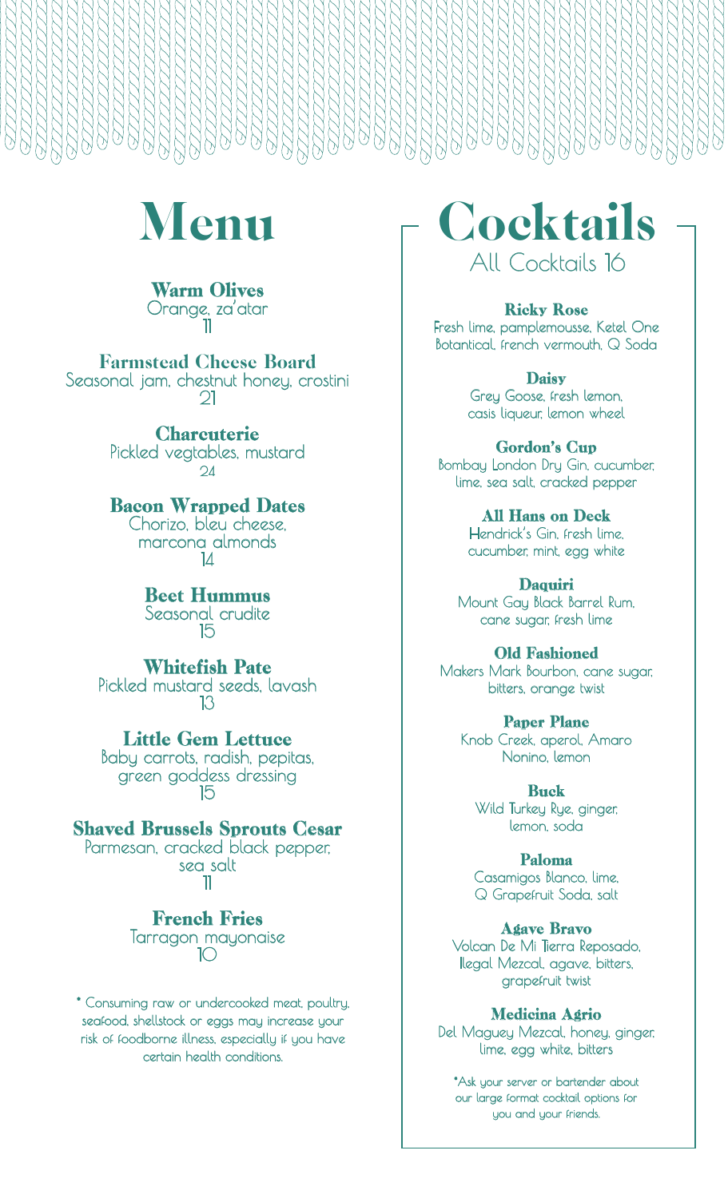# Menu

### Warm Olives
Orange, za'atar
11

### Farmstead Cheese Board
Seasonal jam, chestnut honey, crostini
21

### Charcuterie
Pickled vegtables, mustard
24

### Bacon Wrapped Dates
Chorizo, bleu cheese, marcona almonds
14

### Beet Hummus
Seasonal crudite
15

### Whitefish Pate
Pickled mustard seeds, lavash
13

### Little Gem Lettuce
Baby carrots, radish, pepitas, green goddess dressing
15

### Shaved Brussels Sprouts Cesar
Parmesan, cracked black pepper, sea salt
11

### French Fries
Tarragon mayonaise
10

* Consuming raw or undercooked meat, poultry, seafood, shellstock or eggs may increase your risk of foodborne illness, especially if you have certain health conditions.

# Cocktails

All Cocktails 16

### Ricky Rose
Fresh lime, pamplemousse, Ketel One Botantical, french vermouth, Q Soda

### Daisy
Grey Goose, fresh lemon, casis liqueur, lemon wheel

### Gordon's Cup
Bombay London Dry Gin, cucumber, lime, sea salt, cracked pepper

### All Hans on Deck
Hendrick's Gin, fresh lime, cucumber, mint, egg white

### Daquiri
Mount Gay Black Barrel Rum, cane sugar, fresh lime

### Old Fashioned
Makers Mark Bourbon, cane sugar, bitters, orange twist

### Paper Plane
Knob Creek, aperol, Amaro Nonino, lemon

### Buck
Wild Turkey Rye, ginger, lemon, soda

### Paloma
Casamigos Blanco, lime, Q Grapefruit Soda, salt

### Agave Bravo
Volcan De Mi Tierra Reposado, Ilegal Mezcal, agave, bitters, grapefruit twist

### Medicina Agrio
Del Maguey Mezcal, honey, ginger, lime, egg white, bitters

*Ask your server or bartender about our large format cocktail options for you and your friends.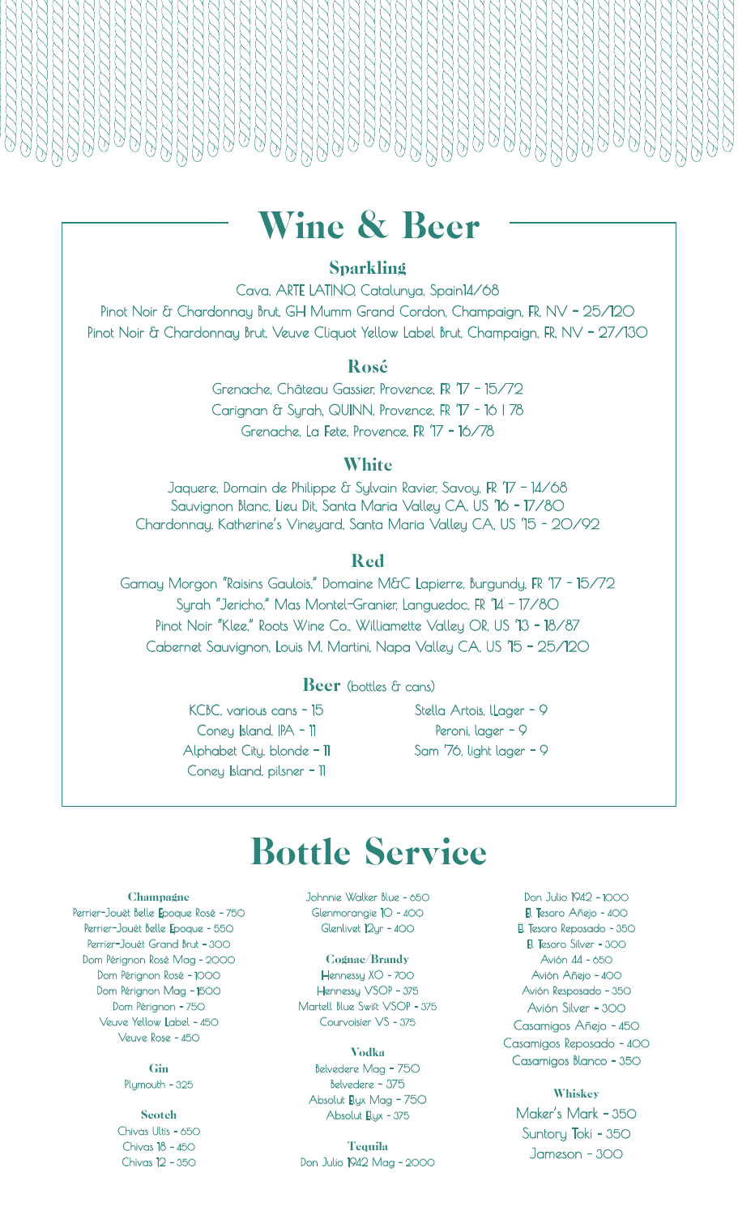# Wine & Beer

### Sparkling

Cava, ARTE LATINO, Catalunya, Spain14/68

Pinot Noir & Chardonnay Brut, GH Mumm Grand Cordon, Champaign, FR, NV – 25/120

Pinot Noir & Chardonnay Brut, Veuve Cliquot Yellow Label Brut, Champaign, FR, NV – 27/130

### Rosé

Grenache, Château Gassier, Provence, FR '17 – 15/72

Carignan & Syrah, QUINN, Provence, FR '17 – 16 | 78

Grenache, La Fete, Provence, FR '17 – 16/78

### White

Jaquere, Domain de Philippe & Sylvain Ravier, Savoy, FR '17 – 14/68

Sauvignon Blanc, Lieu Dit, Santa Maria Valley CA, US '16 – 17/80

Chardonnay, Katherine's Vineyard, Santa Maria Valley CA, US '15 – 20/92

### Red

Gamay Morgon "Raisins Gaulois," Domaine M&C Lapierre, Burgundy, FR '17 – 15/72

Syrah "Jericho," Mas Montel-Granier, Languedoc, FR '14 – 17/80

Pinot Noir "Klee," Roots Wine Co., Williamette Valley OR, US '13 – 18/87

Cabernet Sauvignon, Louis M. Martini, Napa Valley CA, US '15 – 25/120

### Beer (bottles & cans)

KCBC, various cans – 15

Coney Island, IPA – 11

Alphabet City, blonde – 11

Coney Island, pilsner – 11

Stella Artois, lLager – 9

Peroni, lager – 9

Sam '76, light lager – 9

# Bottle Service

### Champagne

Perrier-Jouët Belle Epoque Rosé – 750

Perrier-Jouët Belle Epoque – 550

Perrier-Jouët Grand Brut – 300

Dom Pérignon Rosé Mag – 2000

Dom Pérignon Rosé – 1000

Dom Pérignon Mag – 1500

Dom Pérignon – 750

Veuve Yellow Label – 450

Veuve Rose – 450

### Gin

Plymouth – 325

### Scotch

Chivas Ultis – 650

Chivas 18 – 450

Chivas 12 – 350

Johnnie Walker Blue – 650

Glenmorangie 10 – 400

Glenlivet 12yr – 400

### Cognac/Brandy

Hennessy XO – 700

Hennessy VSOP – 375

Martell Blue Swift VSOP – 375

Courvoisier VS – 375

### Vodka

Belvedere Mag – 750

Belvedere – 375

Absolut Elyx Mag – 750

Absolut Elyx – 375

### Tequila

Don Julio 1942 Mag – 2000

Don Julio 1942 – 1000

El Tesoro Añejo – 400

El Tesoro Reposado – 350

El Tesoro Silver – 300

Avión 44 – 650

Avión Añejo – 400

Avión Resposado – 350

Avión Silver – 300

Casamigos Añejo – 450

Casamigos Reposado – 400

Casamigos Blanco – 350

### Whiskey

Maker's Mark – 350

Suntory Toki – 350

Jameson – 300